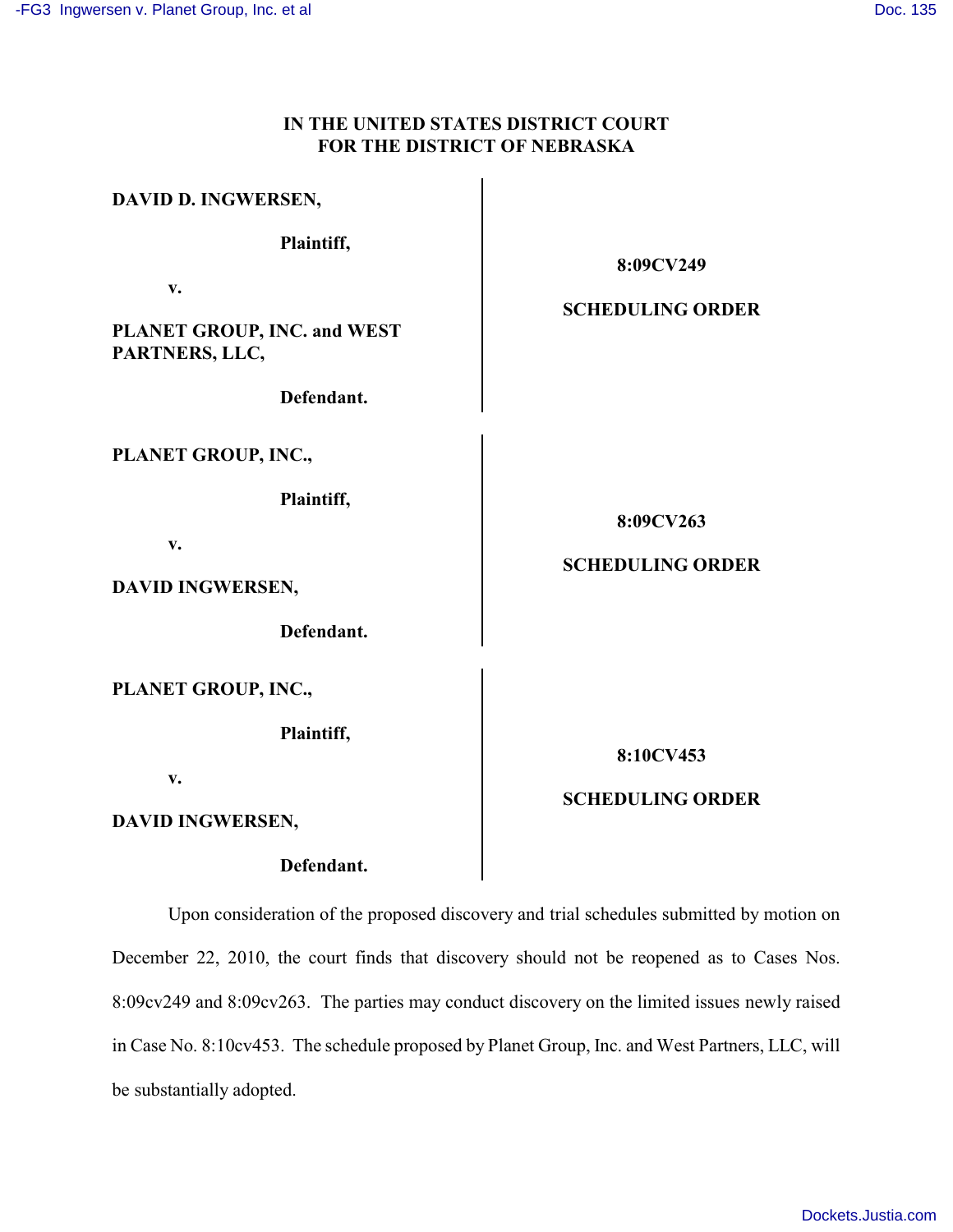**IN THE UNITED STATES DISTRICT COURT**
**FOR THE DISTRICT OF NEBRASKA**

| | |
|---|---|
| **DAVID D. INGWERSEN,**<br><br>**Plaintiff,**<br><br>**v.**<br><br>**PLANET GROUP, INC. and WEST PARTNERS, LLC,**<br><br>**Defendant.** | **8:09CV249**<br><br>**SCHEDULING ORDER** |
| **PLANET GROUP, INC.,**<br><br>**Plaintiff,**<br><br>**v.**<br><br>**DAVID INGWERSEN,**<br><br>**Defendant.** | **8:09CV263**<br><br>**SCHEDULING ORDER** |
| **PLANET GROUP, INC.,**<br><br>**Plaintiff,**<br><br>**v.**<br><br>**DAVID INGWERSEN,**<br><br>**Defendant.** | **8:10CV453**<br><br>**SCHEDULING ORDER** |

Upon consideration of the proposed discovery and trial schedules submitted by motion on December 22, 2010, the court finds that discovery should not be reopened as to Cases Nos. 8:09cv249 and 8:09cv263. The parties may conduct discovery on the limited issues newly raised in Case No. 8:10cv453. The schedule proposed by Planet Group, Inc. and West Partners, LLC, will be substantially adopted.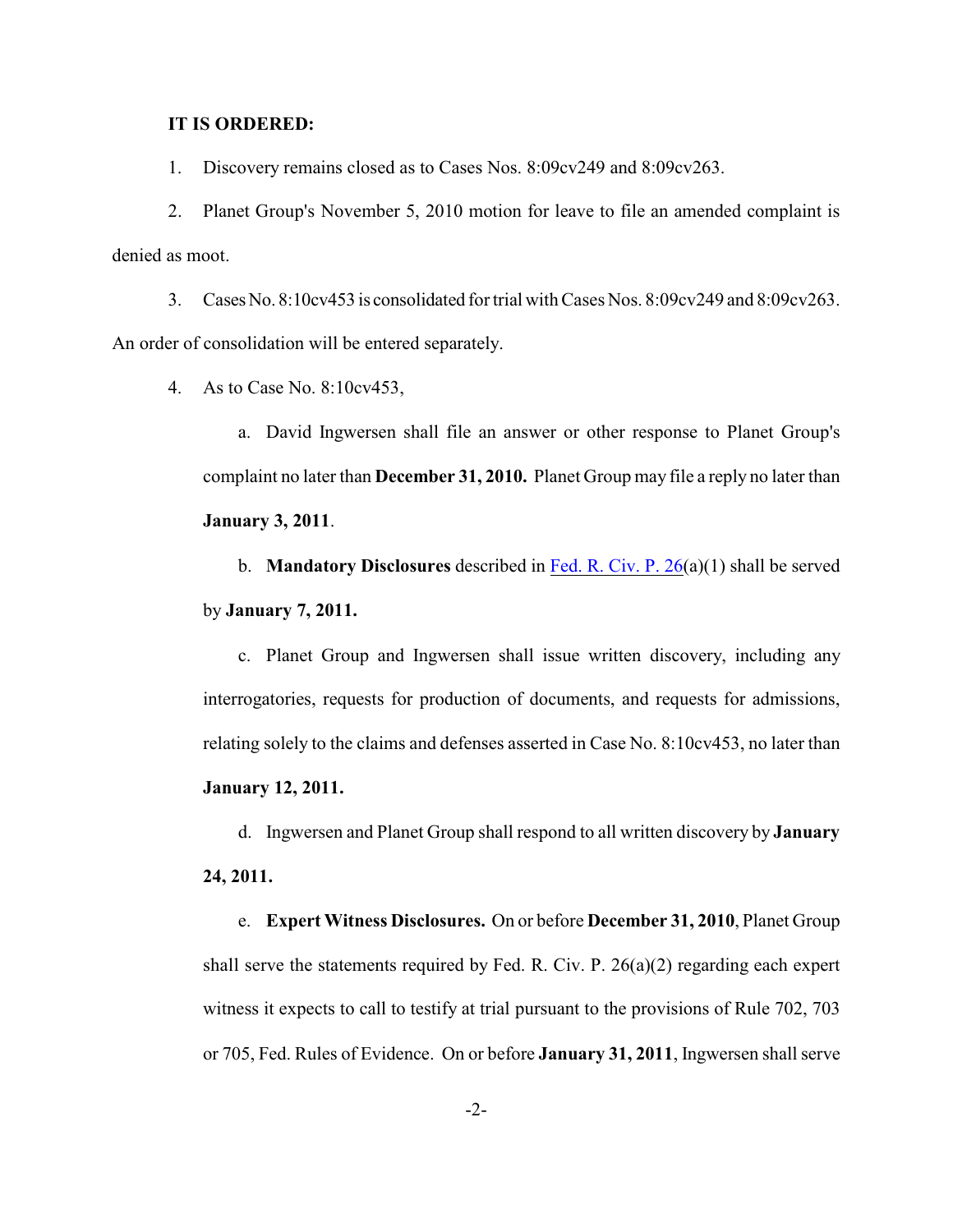**IT IS ORDERED:**

1. Discovery remains closed as to Cases Nos. 8:09cv249 and 8:09cv263.

2. Planet Group's November 5, 2010 motion for leave to file an amended complaint is denied as moot.

3. Cases No. 8:10cv453 is consolidated for trial with Cases Nos. 8:09cv249 and 8:09cv263. An order of consolidation will be entered separately.

4. As to Case No. 8:10cv453,

   a. David Ingwersen shall file an answer or other response to Planet Group's complaint no later than **December 31, 2010.** Planet Group may file a reply no later than **January 3, 2011**.

   b. **Mandatory Disclosures** described in Fed. R. Civ. P. 26(a)(1) shall be served by **January 7, 2011.**

   c. Planet Group and Ingwersen shall issue written discovery, including any interrogatories, requests for production of documents, and requests for admissions, relating solely to the claims and defenses asserted in Case No. 8:10cv453, no later than **January 12, 2011.**

   d. Ingwersen and Planet Group shall respond to all written discovery by **January 24, 2011.**

   e. **Expert Witness Disclosures.** On or before **December 31, 2010**, Planet Group shall serve the statements required by Fed. R. Civ. P. 26(a)(2) regarding each expert witness it expects to call to testify at trial pursuant to the provisions of Rule 702, 703 or 705, Fed. Rules of Evidence. On or before **January 31, 2011**, Ingwersen shall serve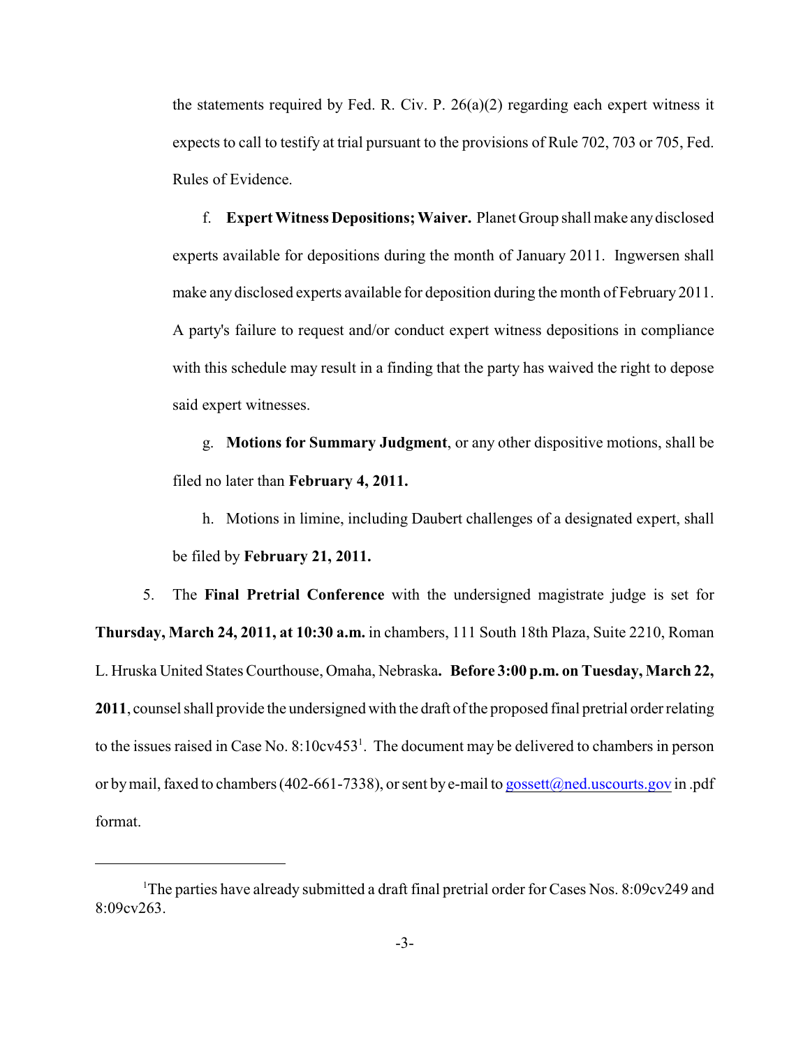the statements required by Fed. R. Civ. P. 26(a)(2) regarding each expert witness it expects to call to testify at trial pursuant to the provisions of Rule 702, 703 or 705, Fed. Rules of Evidence.

f. **Expert Witness Depositions; Waiver.** Planet Group shall make any disclosed experts available for depositions during the month of January 2011. Ingwersen shall make any disclosed experts available for deposition during the month of February 2011. A party's failure to request and/or conduct expert witness depositions in compliance with this schedule may result in a finding that the party has waived the right to depose said expert witnesses.

g. **Motions for Summary Judgment**, or any other dispositive motions, shall be filed no later than **February 4, 2011.**

h. Motions in limine, including Daubert challenges of a designated expert, shall be filed by **February 21, 2011.**

5. The **Final Pretrial Conference** with the undersigned magistrate judge is set for **Thursday, March 24, 2011, at 10:30 a.m.** in chambers, 111 South 18th Plaza, Suite 2210, Roman L. Hruska United States Courthouse, Omaha, Nebraska**. Before 3:00 p.m. on Tuesday, March 22, 2011**, counsel shall provide the undersigned with the draft of the proposed final pretrial order relating to the issues raised in Case No. 8:10cv453[1]. The document may be delivered to chambers in person or by mail, faxed to chambers (402-661-7338), or sent by e-mail to gossett@ned.uscourts.gov in .pdf format.

---

[1]The parties have already submitted a draft final pretrial order for Cases Nos. 8:09cv249 and 8:09cv263.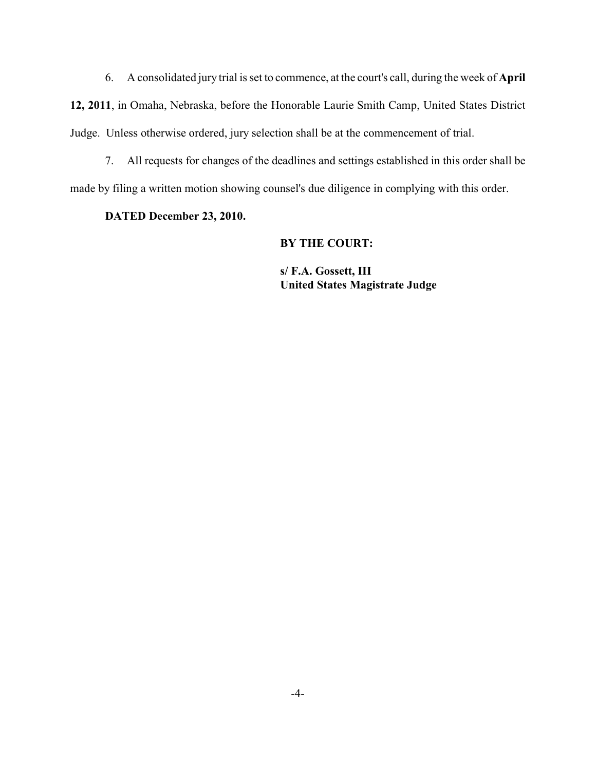6. A consolidated jury trial is set to commence, at the court's call, during the week of **April 12, 2011**, in Omaha, Nebraska, before the Honorable Laurie Smith Camp, United States District Judge. Unless otherwise ordered, jury selection shall be at the commencement of trial.

7. All requests for changes of the deadlines and settings established in this order shall be made by filing a written motion showing counsel's due diligence in complying with this order.

**DATED December 23, 2010.**

**BY THE COURT:**

**s/ F.A. Gossett, III**
**United States Magistrate Judge**